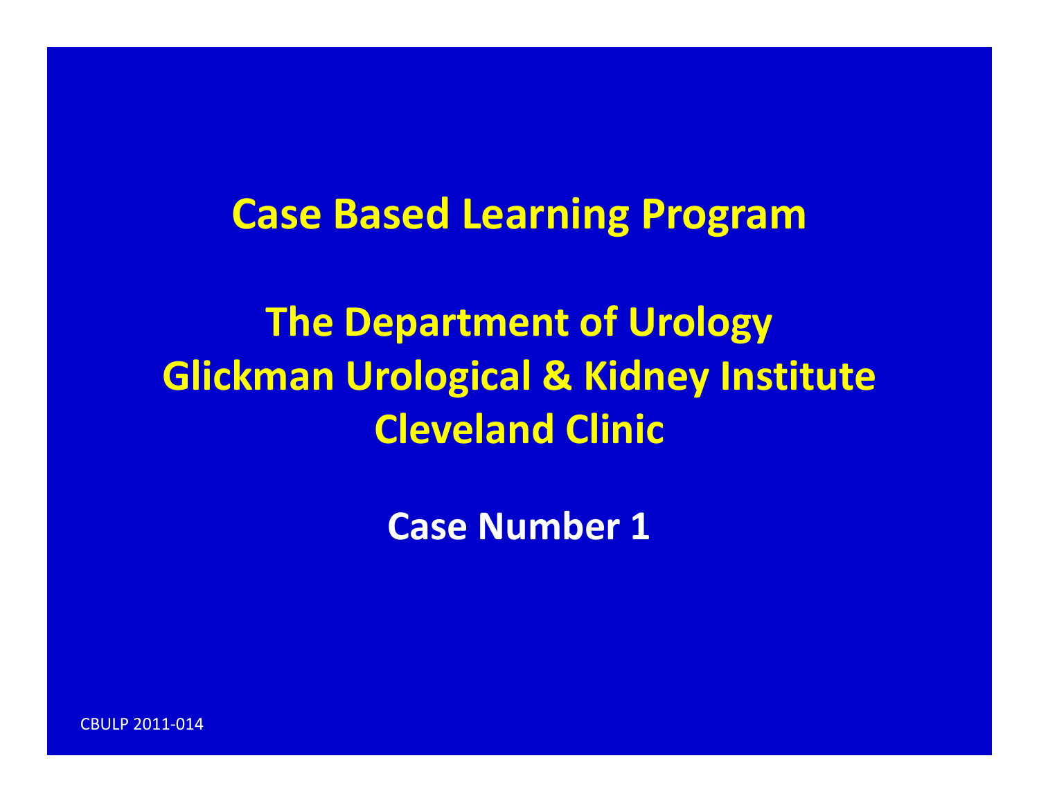# Case Based Learning Program

## The Department of Urology
## Glickman Urological & Kidney Institute
## Cleveland Clinic

**Case Number 1**

CBULP 2011-014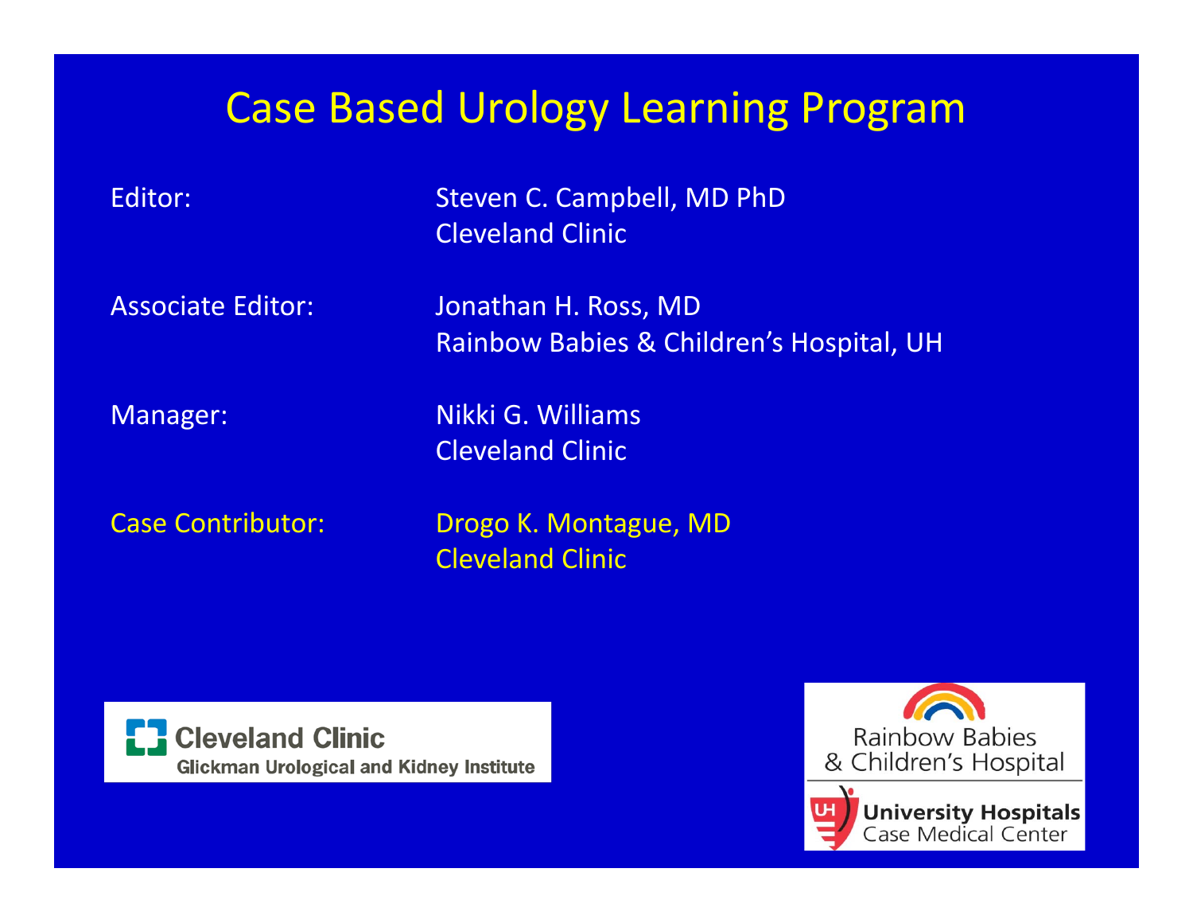# Case Based Urology Learning Program

Editor: Steven C. Campbell, MD PhD
Cleveland Clinic

Associate Editor: Jonathan H. Ross, MD
Rainbow Babies & Children's Hospital, UH

Manager: Nikki G. Williams
Cleveland Clinic

Case Contributor: Drogo K. Montague, MD
Cleveland Clinic

Cleveland Clinic
Glickman Urological and Kidney Institute

Rainbow Babies & Children's Hospital
University Hospitals
Case Medical Center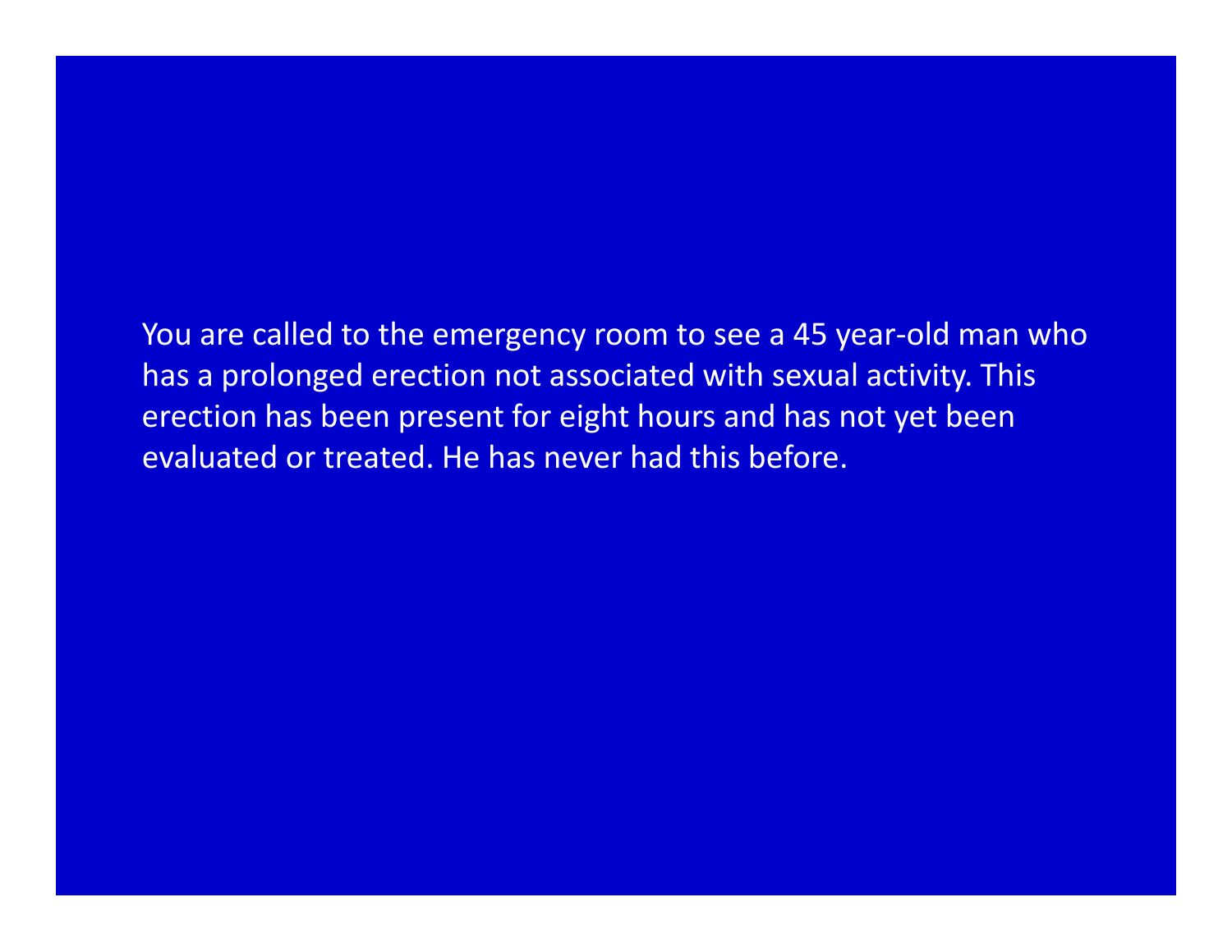You are called to the emergency room to see a 45 year-old man who has a prolonged erection not associated with sexual activity. This erection has been present for eight hours and has not yet been evaluated or treated. He has never had this before.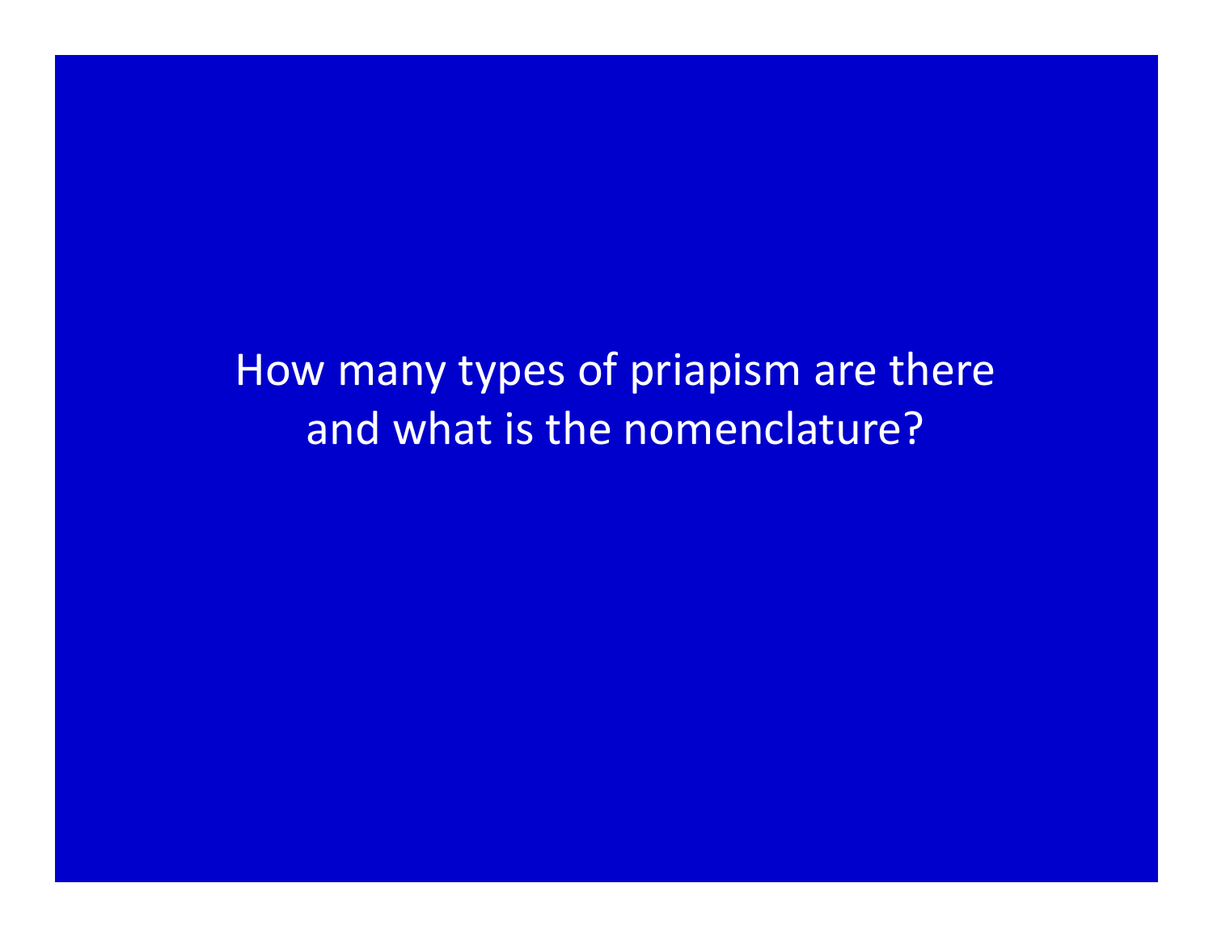How many types of priapism are there and what is the nomenclature?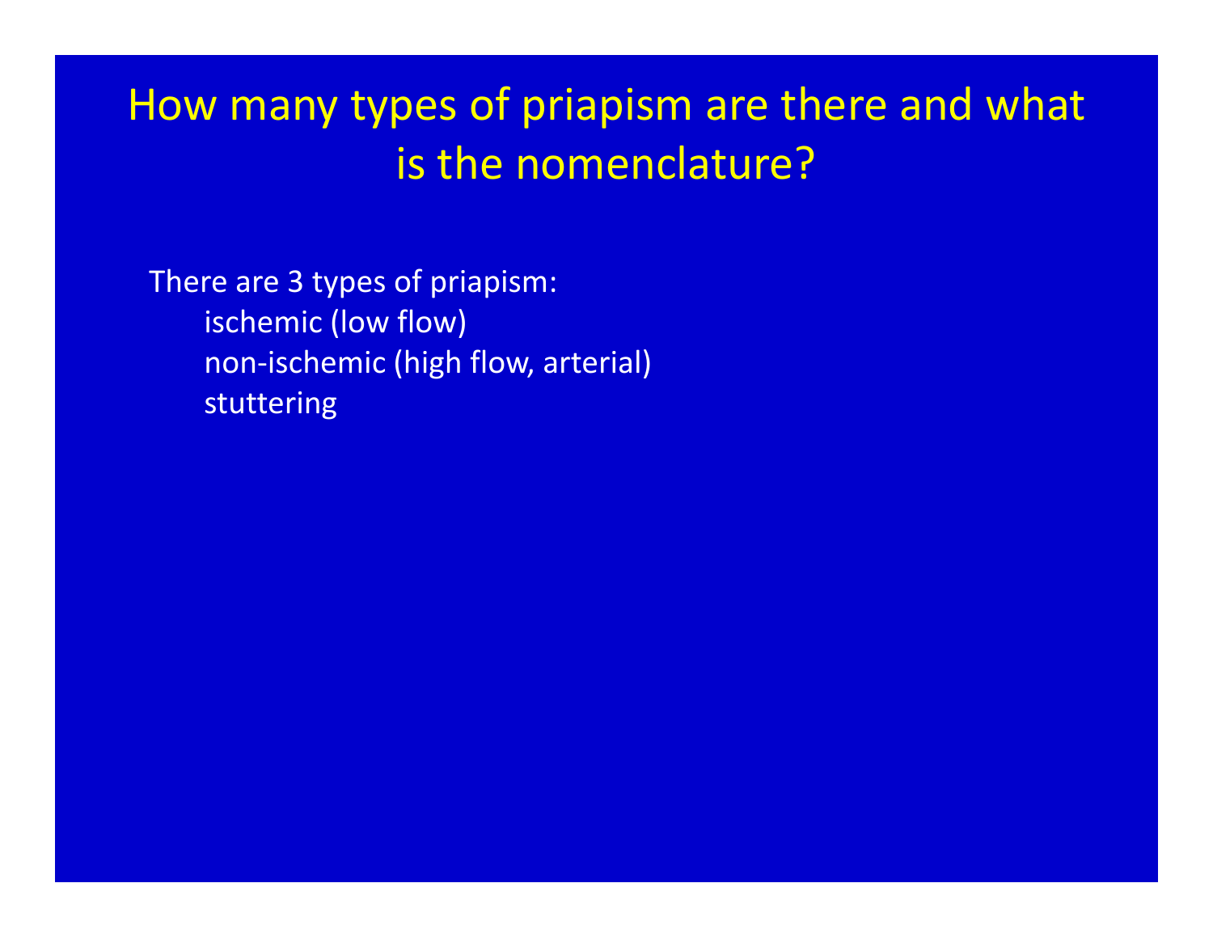# How many types of priapism are there and what is the nomenclature?

There are 3 types of priapism:

- ischemic (low flow)
- non-ischemic (high flow, arterial)
- stuttering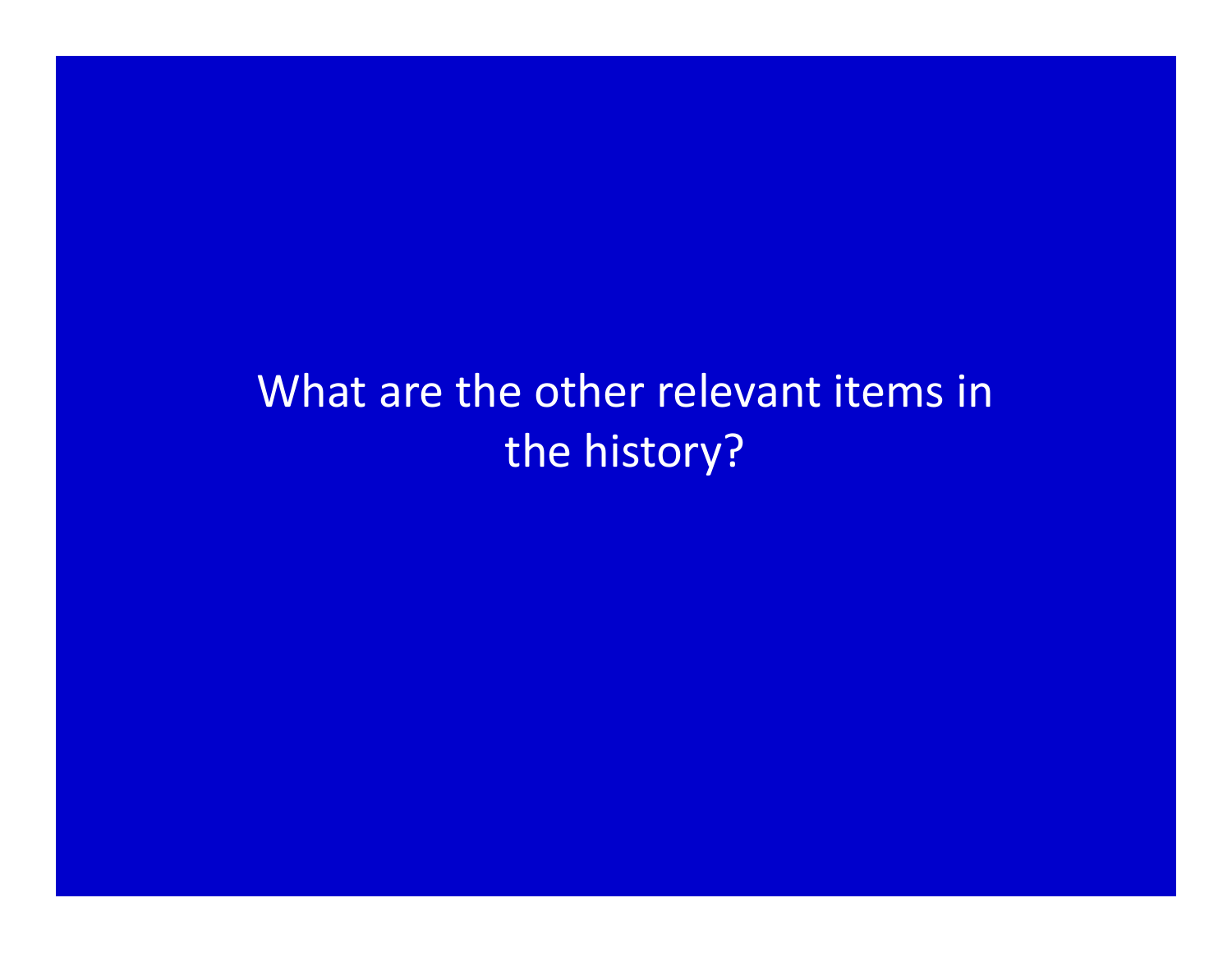What are the other relevant items in the history?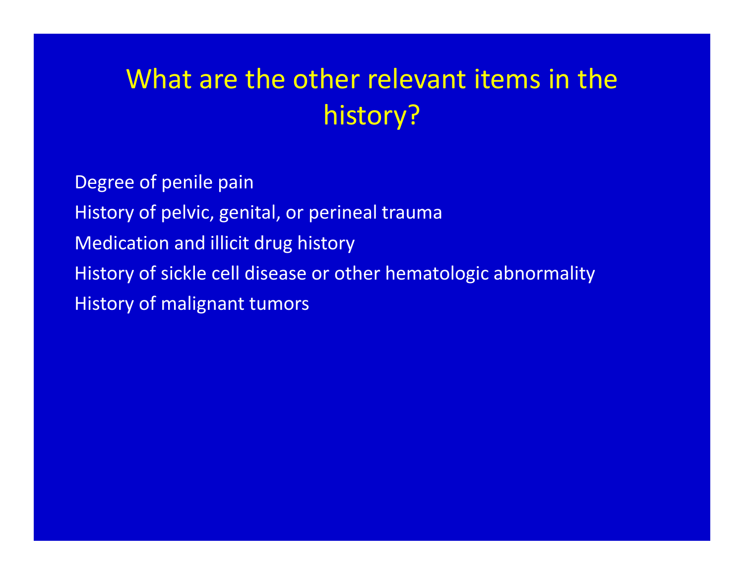# What are the other relevant items in the history?

Degree of penile pain

History of pelvic, genital, or perineal trauma

Medication and illicit drug history

History of sickle cell disease or other hematologic abnormality

History of malignant tumors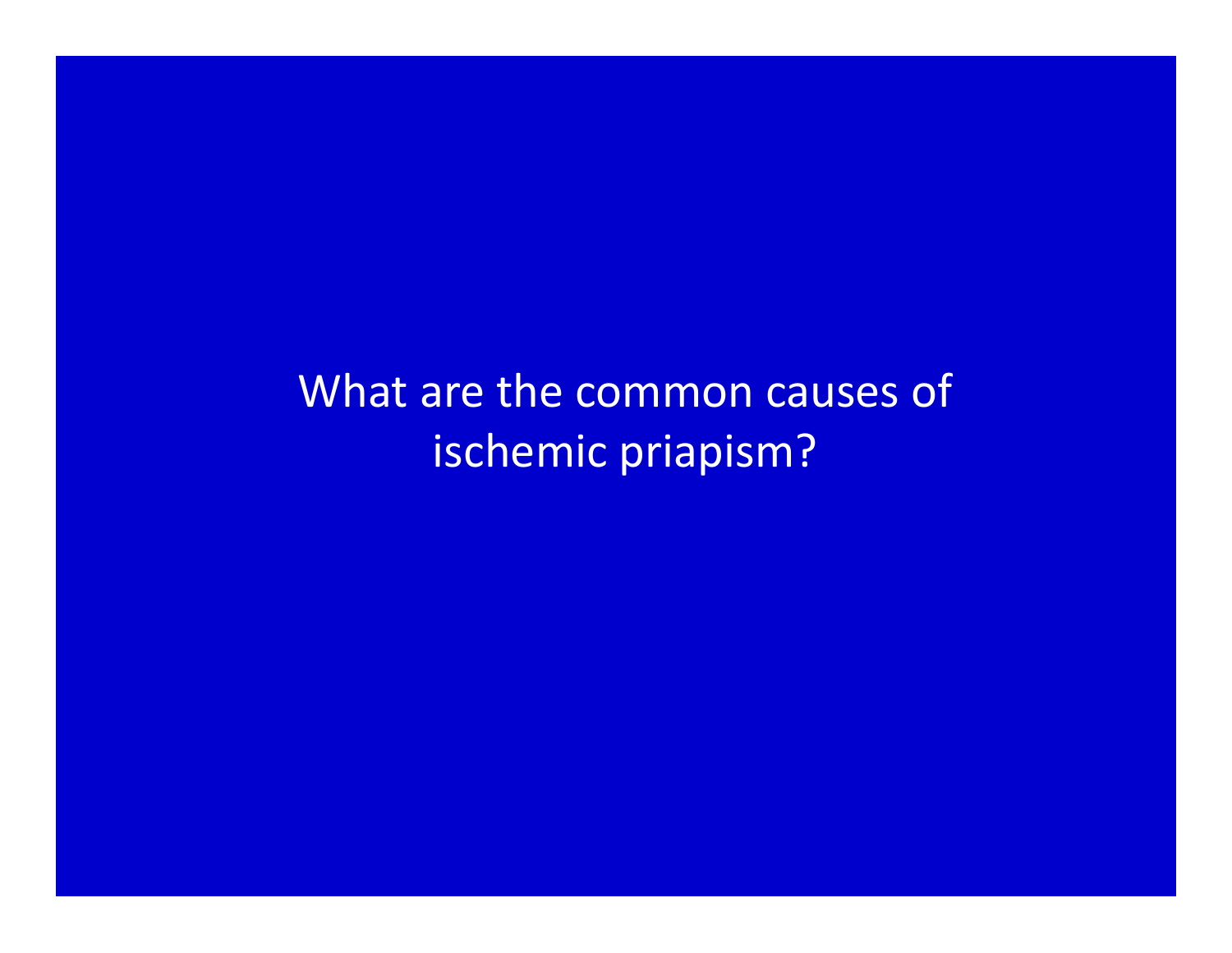What are the common causes of ischemic priapism?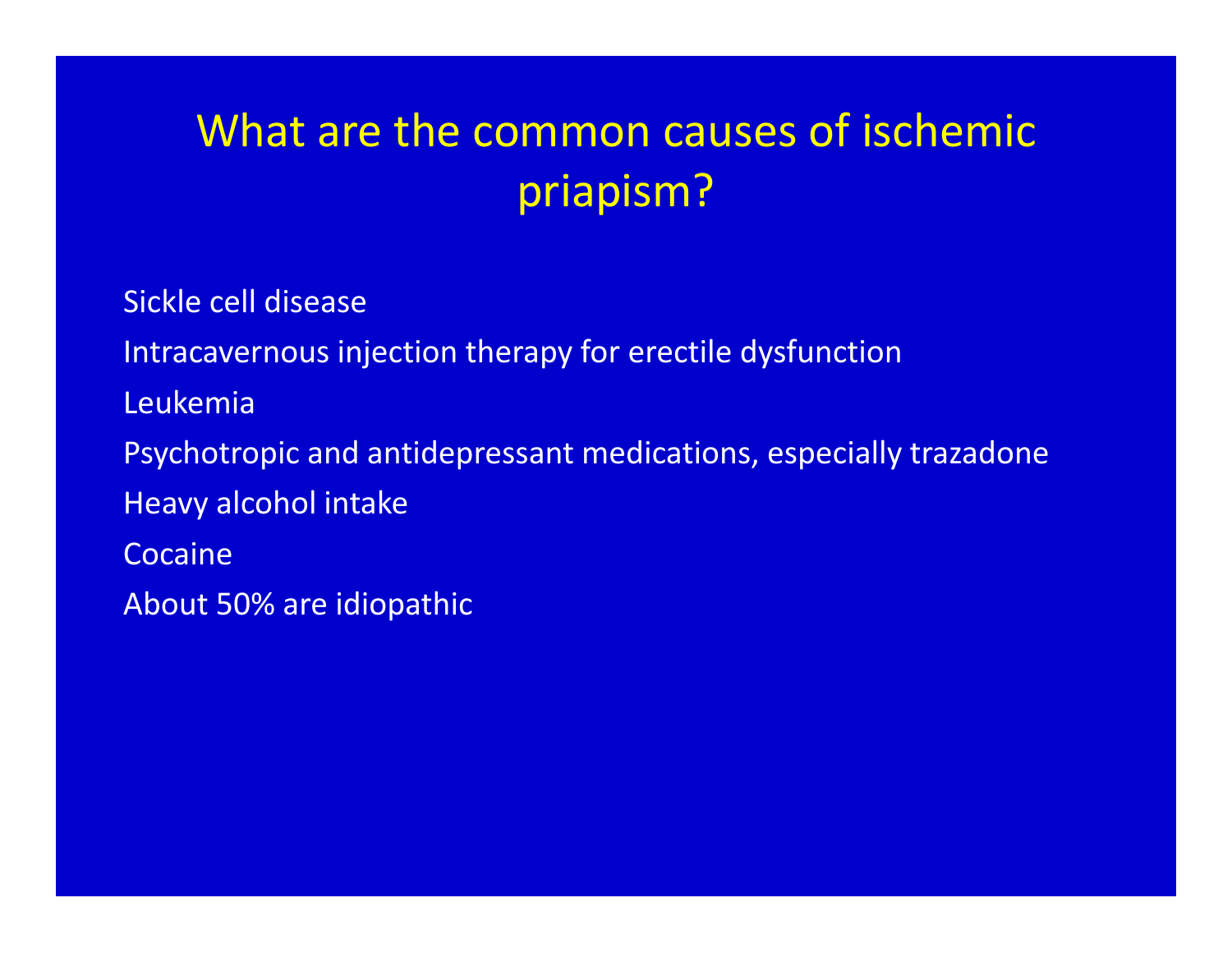# What are the common causes of ischemic priapism?

Sickle cell disease

Intracavernous injection therapy for erectile dysfunction

Leukemia

Psychotropic and antidepressant medications, especially trazadone

Heavy alcohol intake

Cocaine

About 50% are idiopathic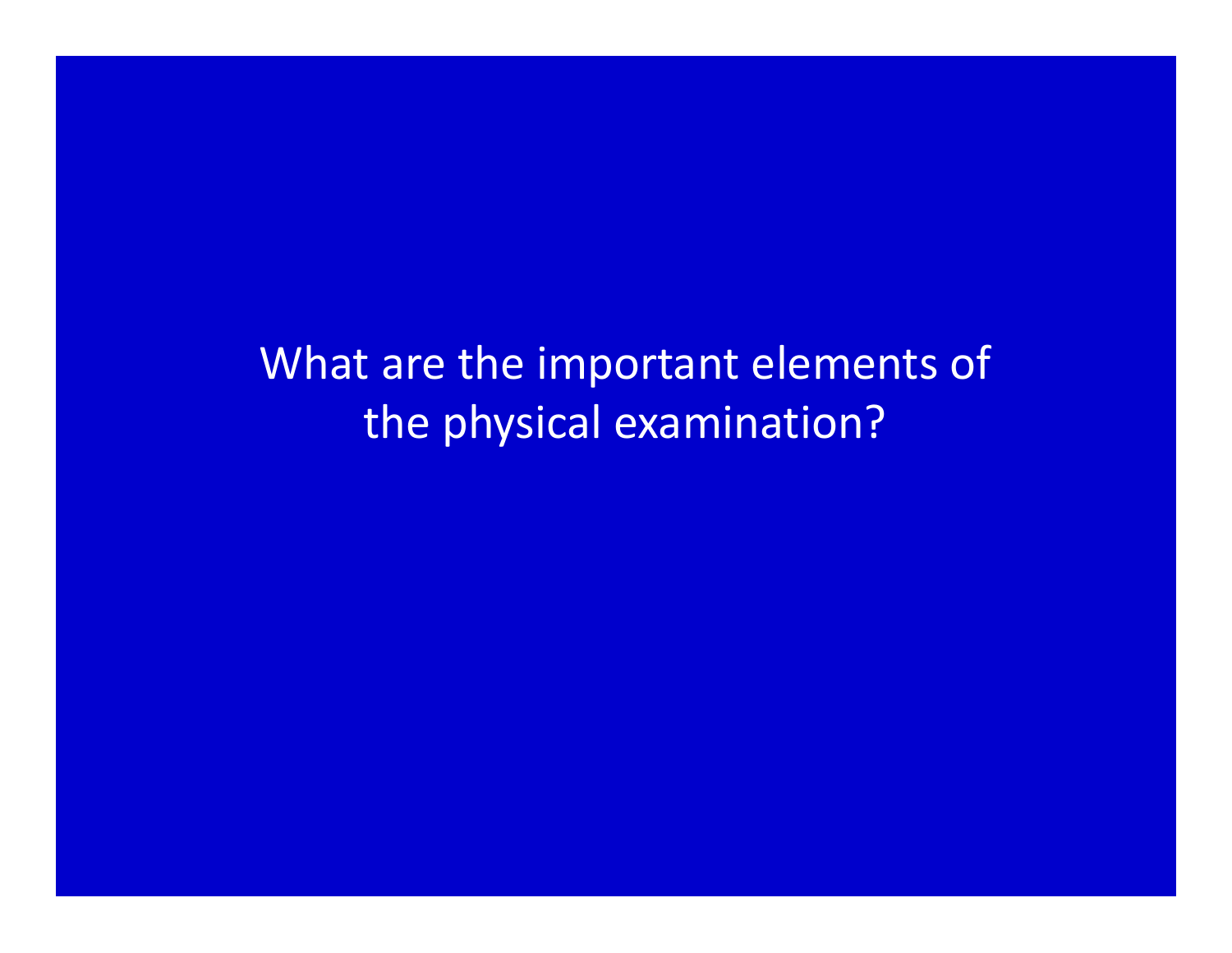What are the important elements of the physical examination?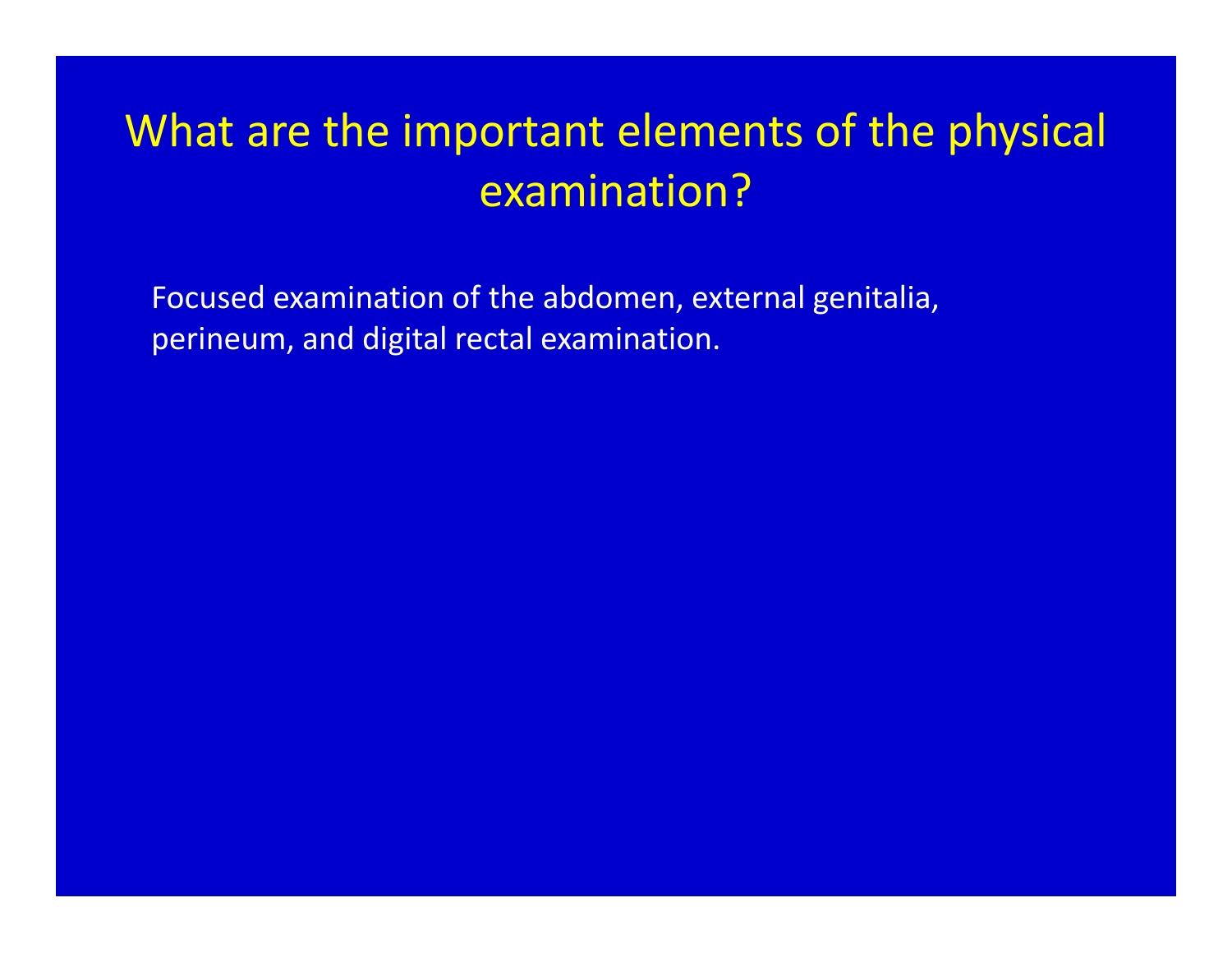# What are the important elements of the physical examination?

Focused examination of the abdomen, external genitalia, perineum, and digital rectal examination.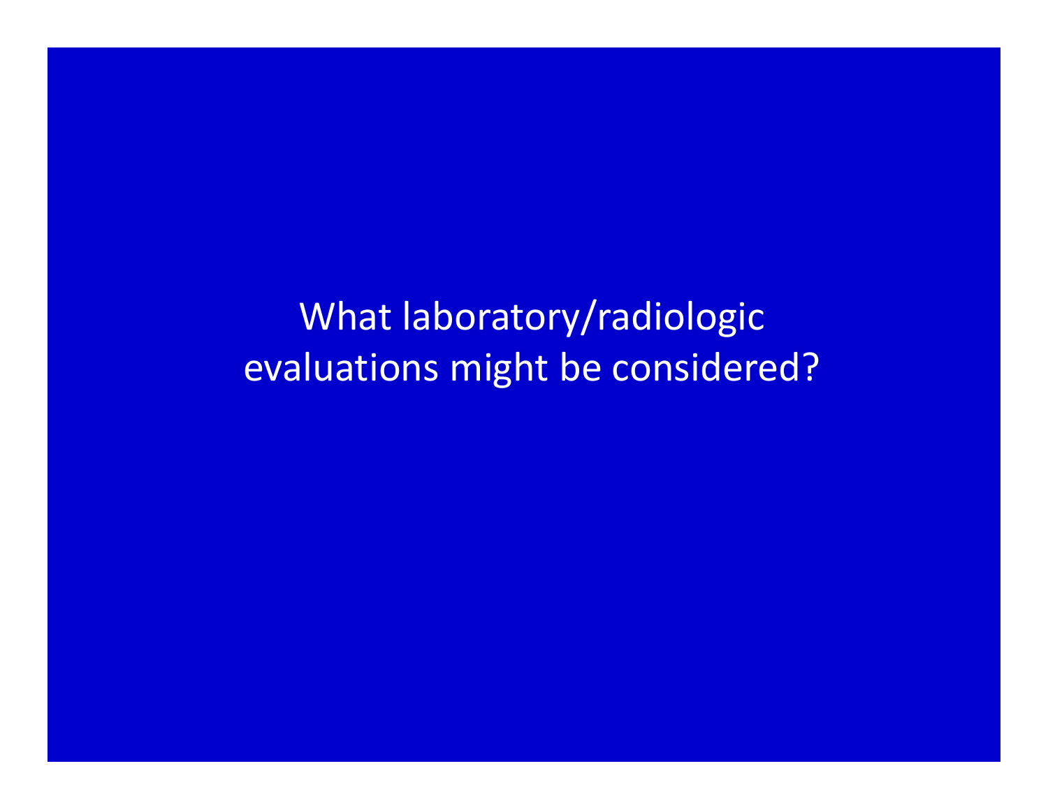What laboratory/radiologic evaluations might be considered?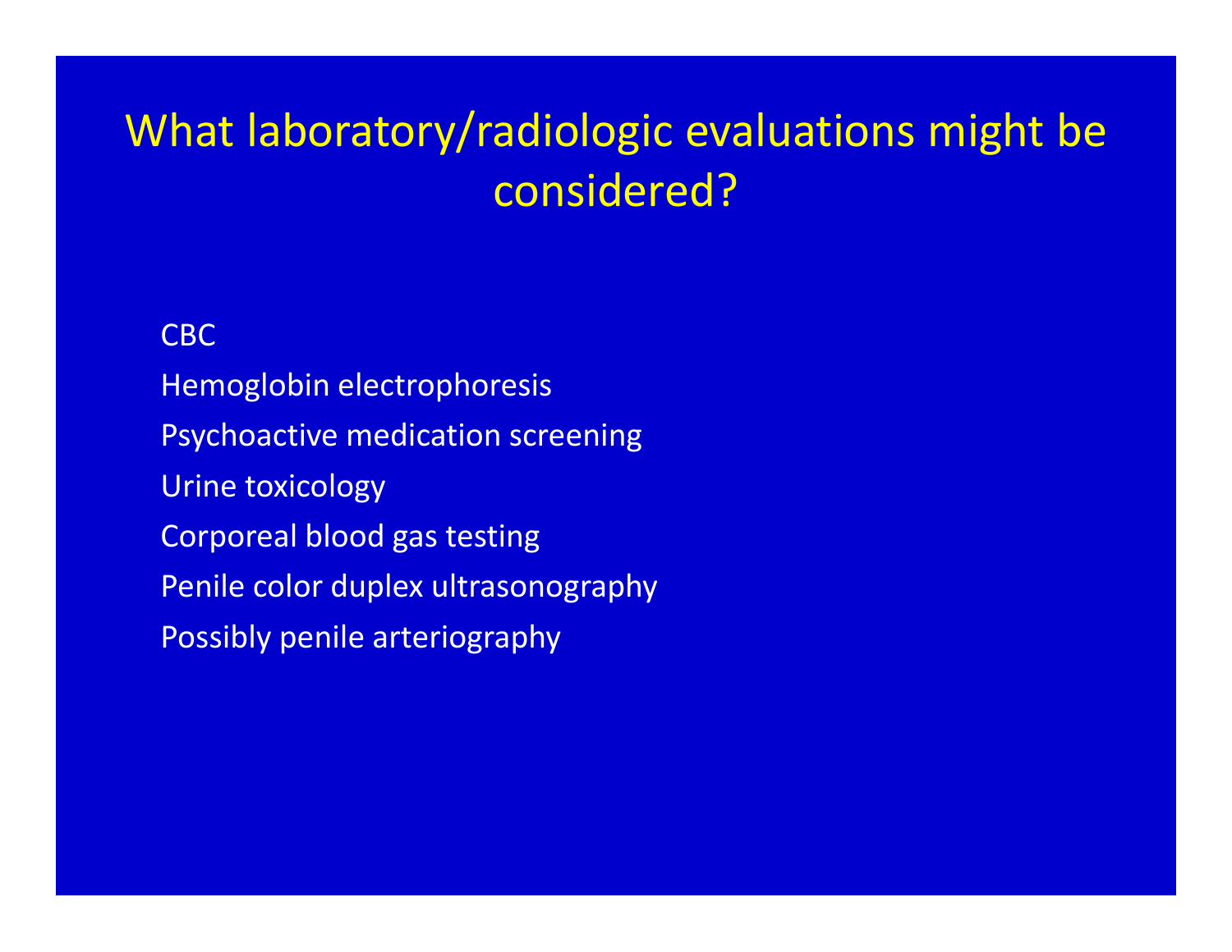# What laboratory/radiologic evaluations might be considered?

CBC

Hemoglobin electrophoresis

Psychoactive medication screening

Urine toxicology

Corporeal blood gas testing

Penile color duplex ultrasonography

Possibly penile arteriography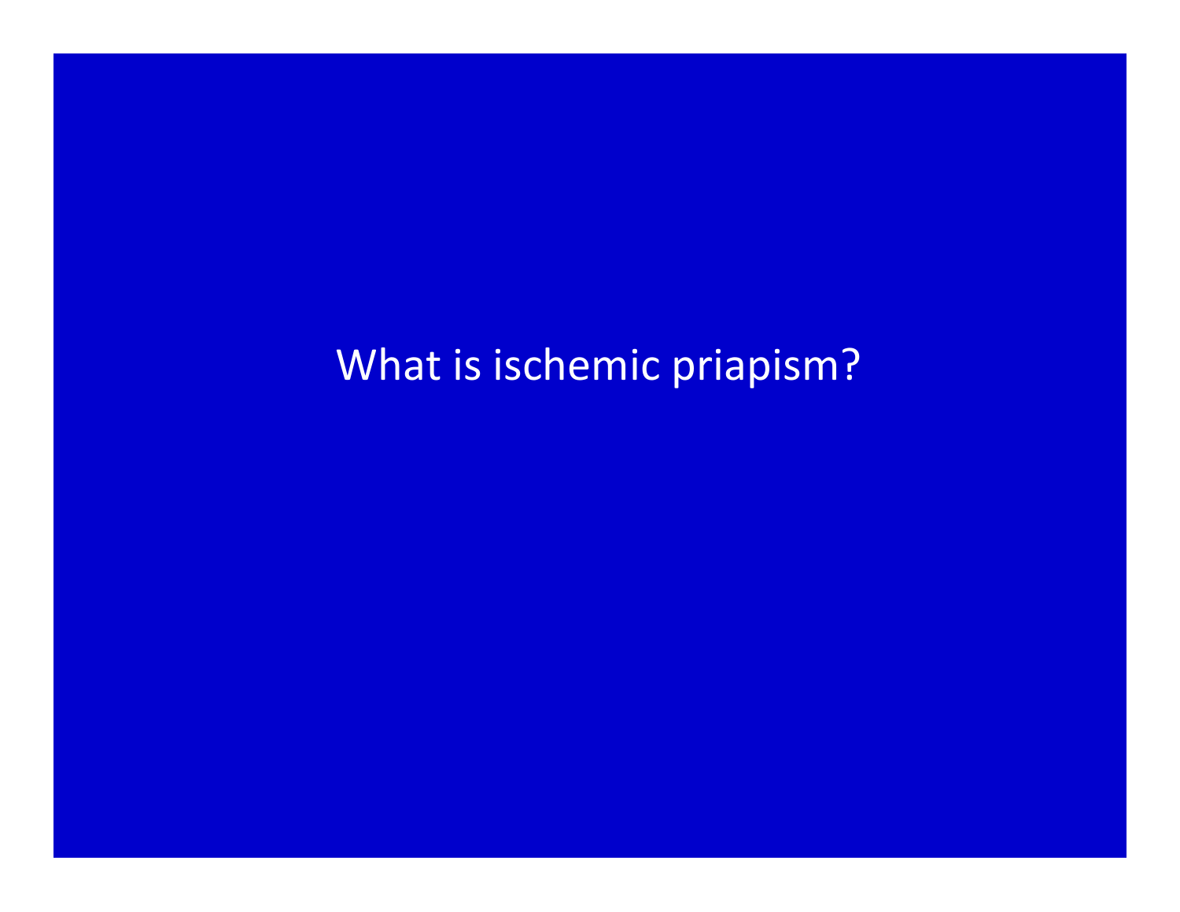What is ischemic priapism?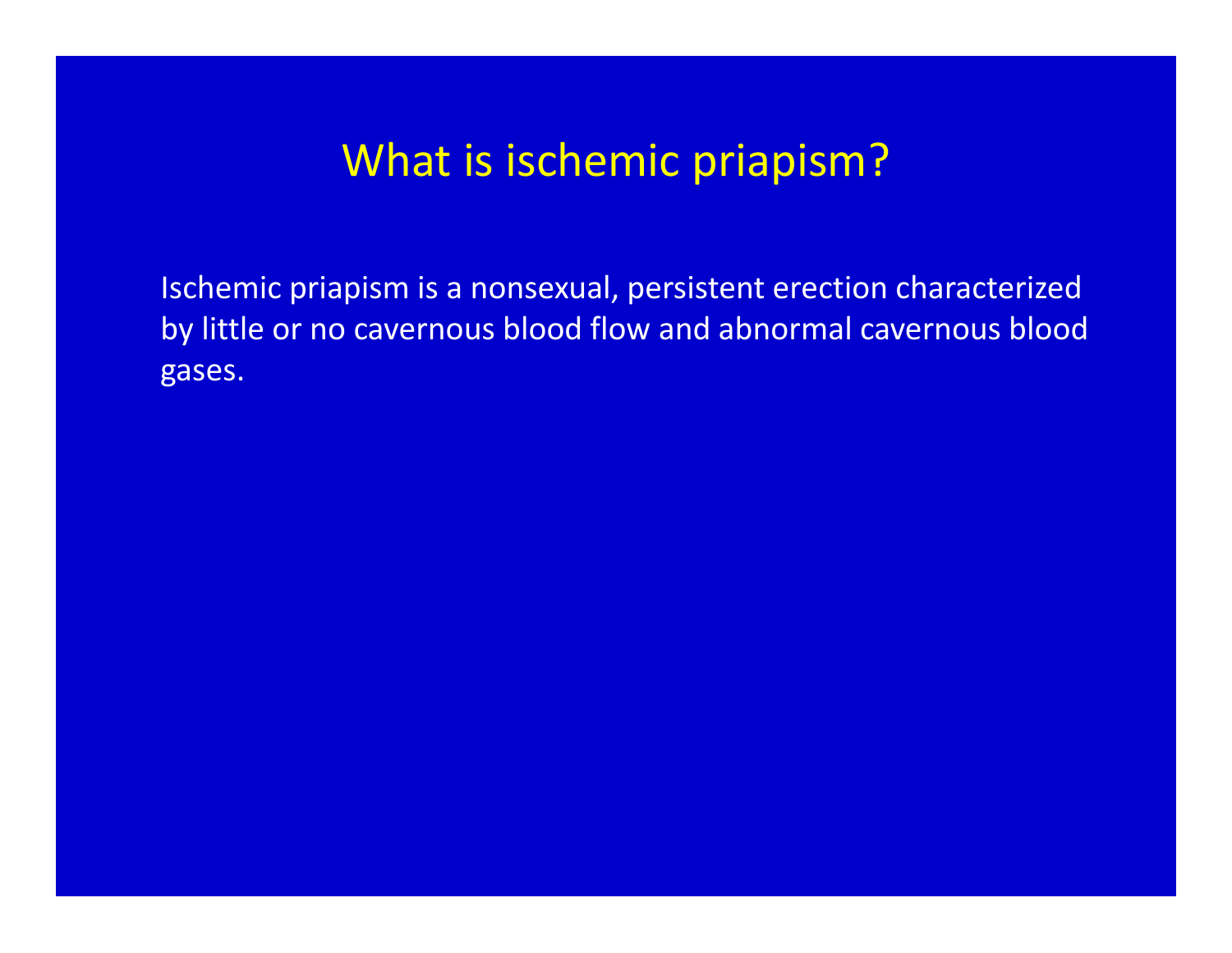# What is ischemic priapism?

Ischemic priapism is a nonsexual, persistent erection characterized by little or no cavernous blood flow and abnormal cavernous blood gases.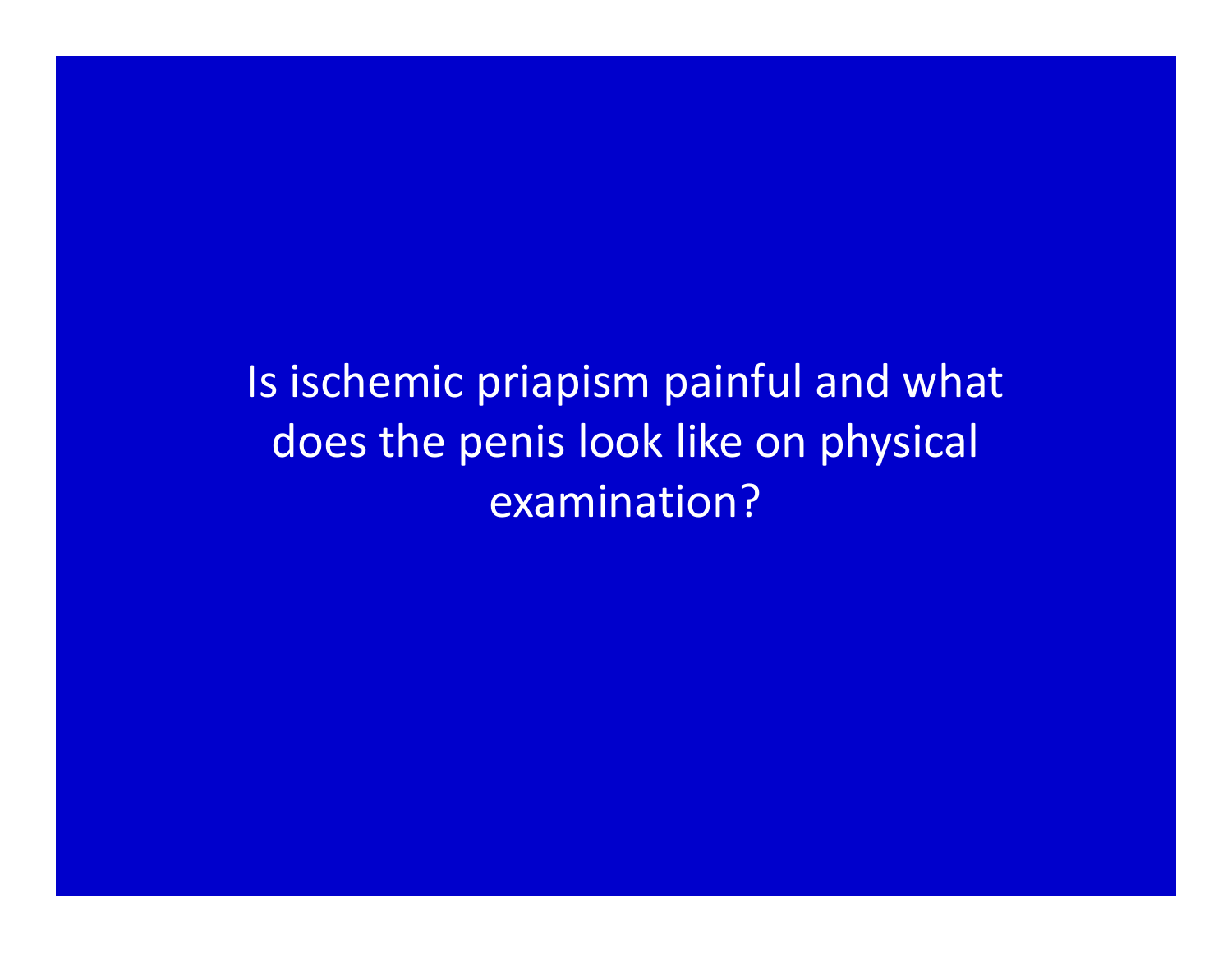Is ischemic priapism painful and what does the penis look like on physical examination?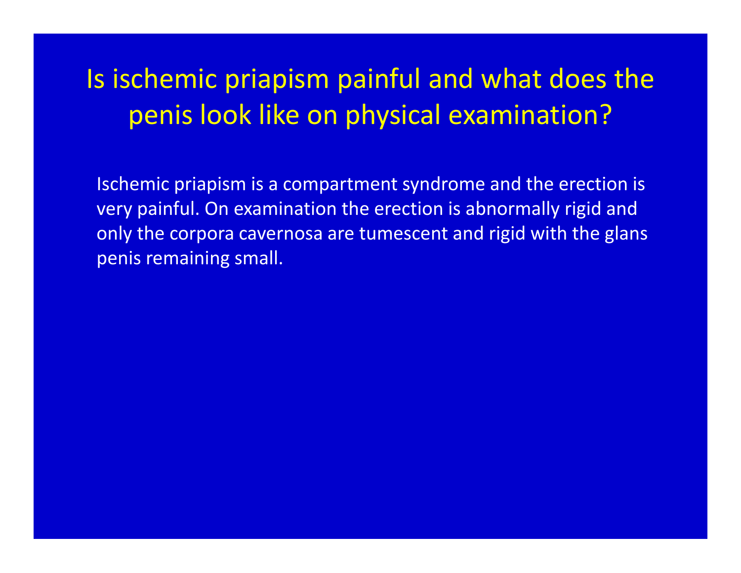# Is ischemic priapism painful and what does the penis look like on physical examination?

Ischemic priapism is a compartment syndrome and the erection is very painful. On examination the erection is abnormally rigid and only the corpora cavernosa are tumescent and rigid with the glans penis remaining small.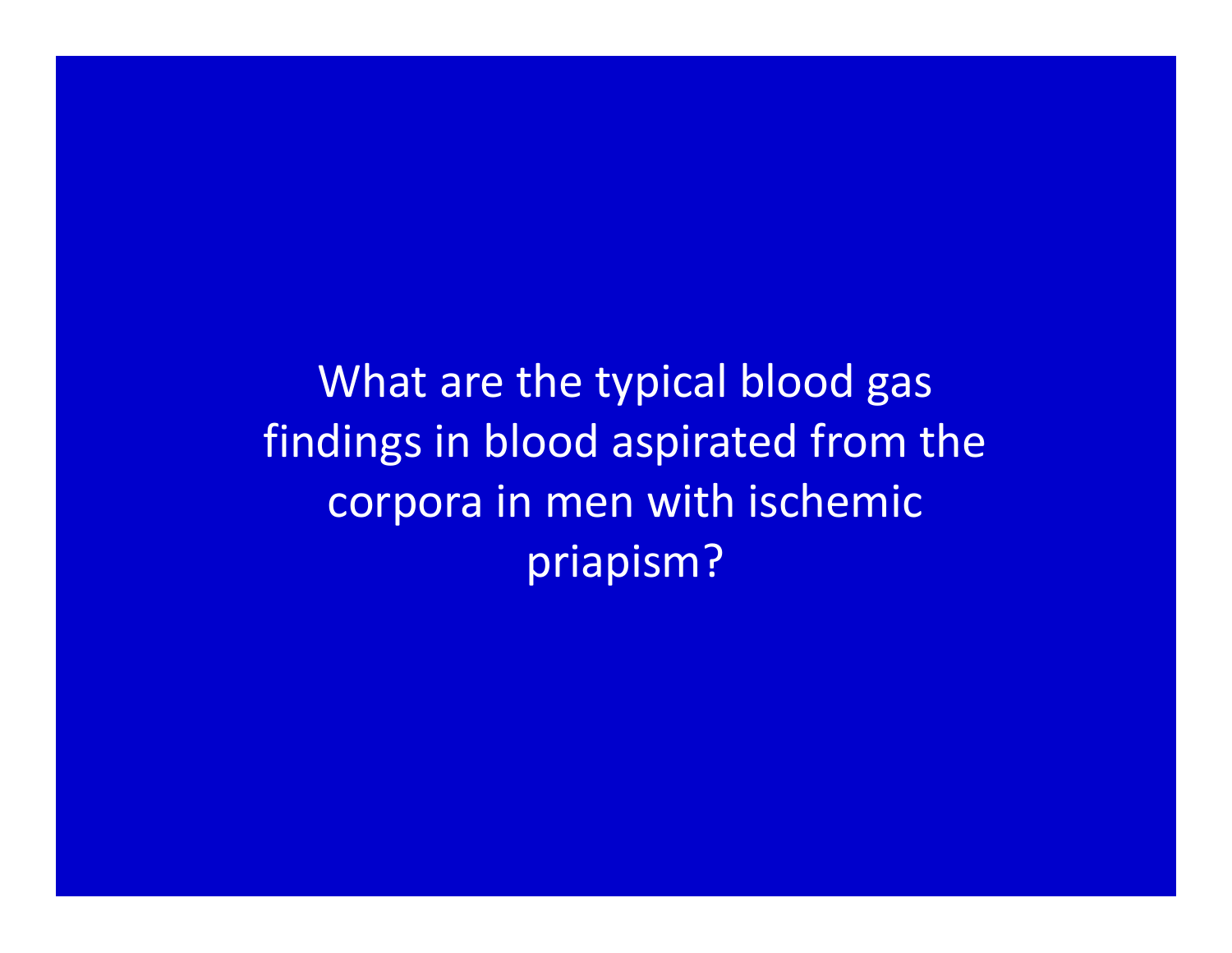What are the typical blood gas findings in blood aspirated from the corpora in men with ischemic priapism?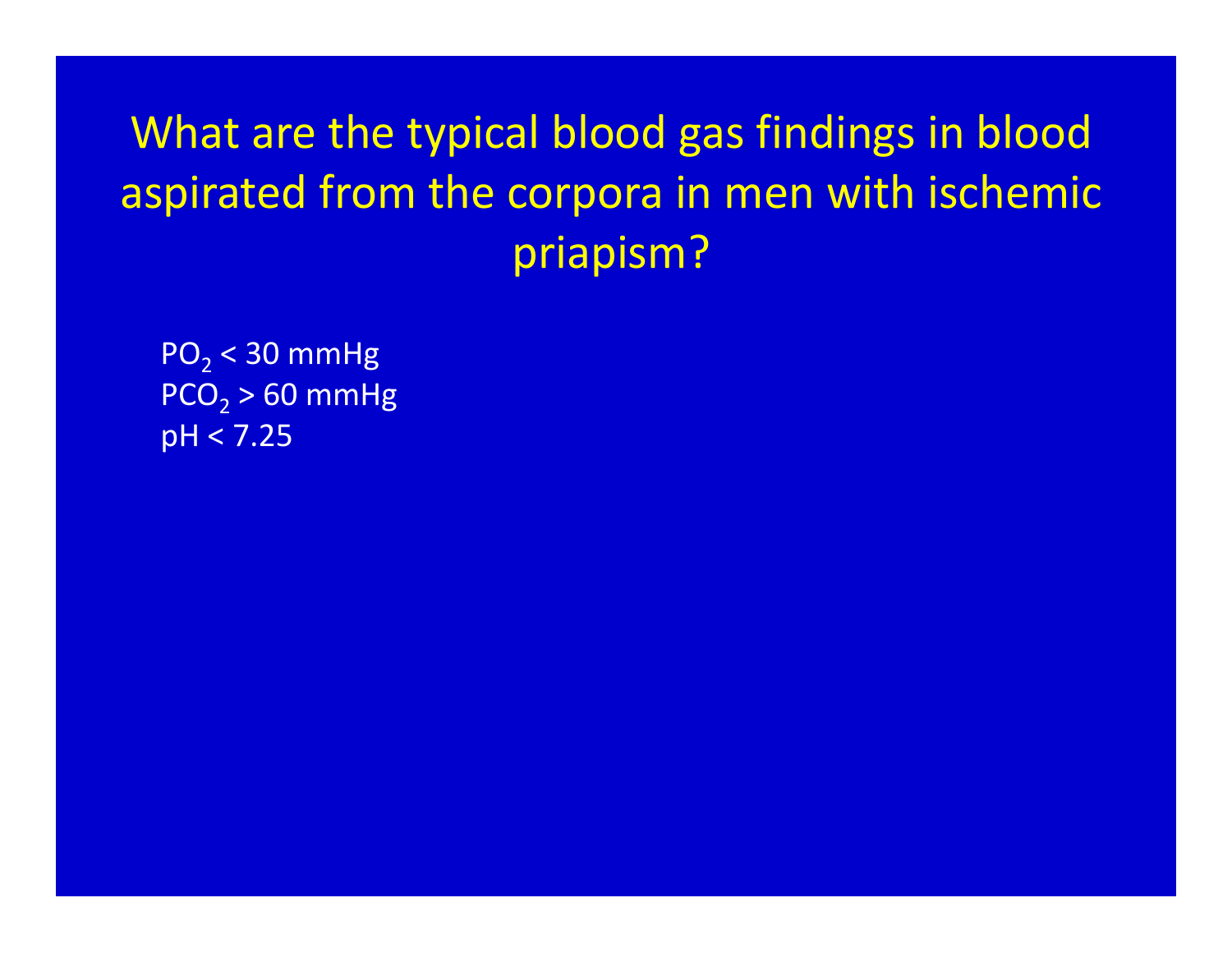# What are the typical blood gas findings in blood aspirated from the corpora in men with ischemic priapism?

$PO_2 < 30$ mmHg
$PCO_2 > 60$ mmHg
pH < 7.25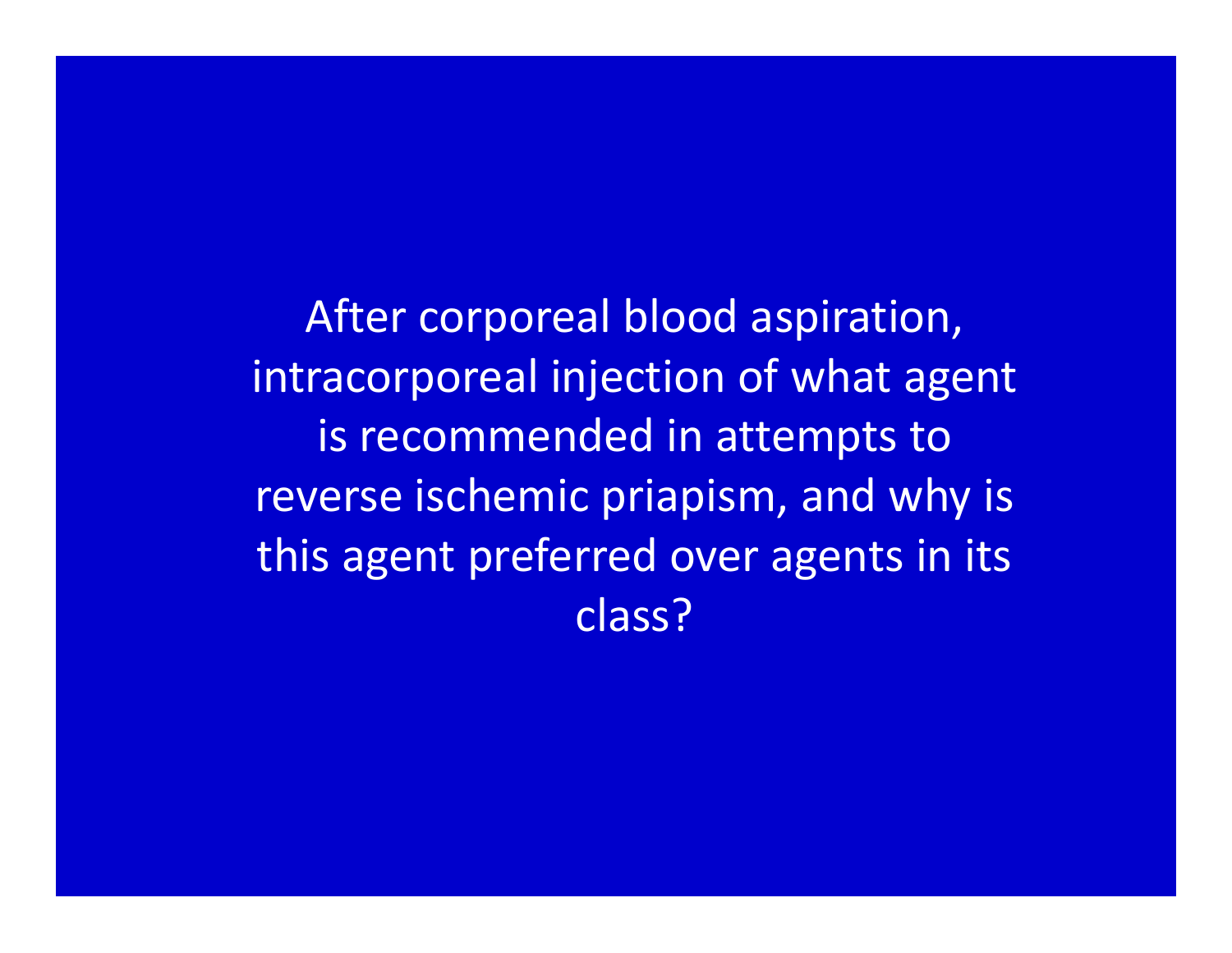After corporeal blood aspiration, intracorporeal injection of what agent is recommended in attempts to reverse ischemic priapism, and why is this agent preferred over agents in its class?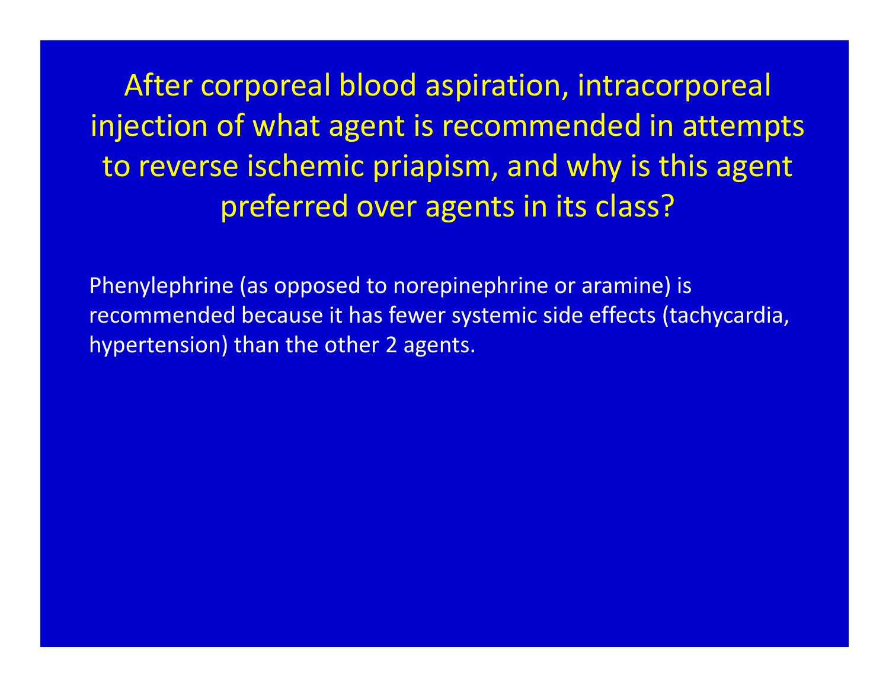# After corporeal blood aspiration, intracorporeal injection of what agent is recommended in attempts to reverse ischemic priapism, and why is this agent preferred over agents in its class?

Phenylephrine (as opposed to norepinephrine or aramine) is recommended because it has fewer systemic side effects (tachycardia, hypertension) than the other 2 agents.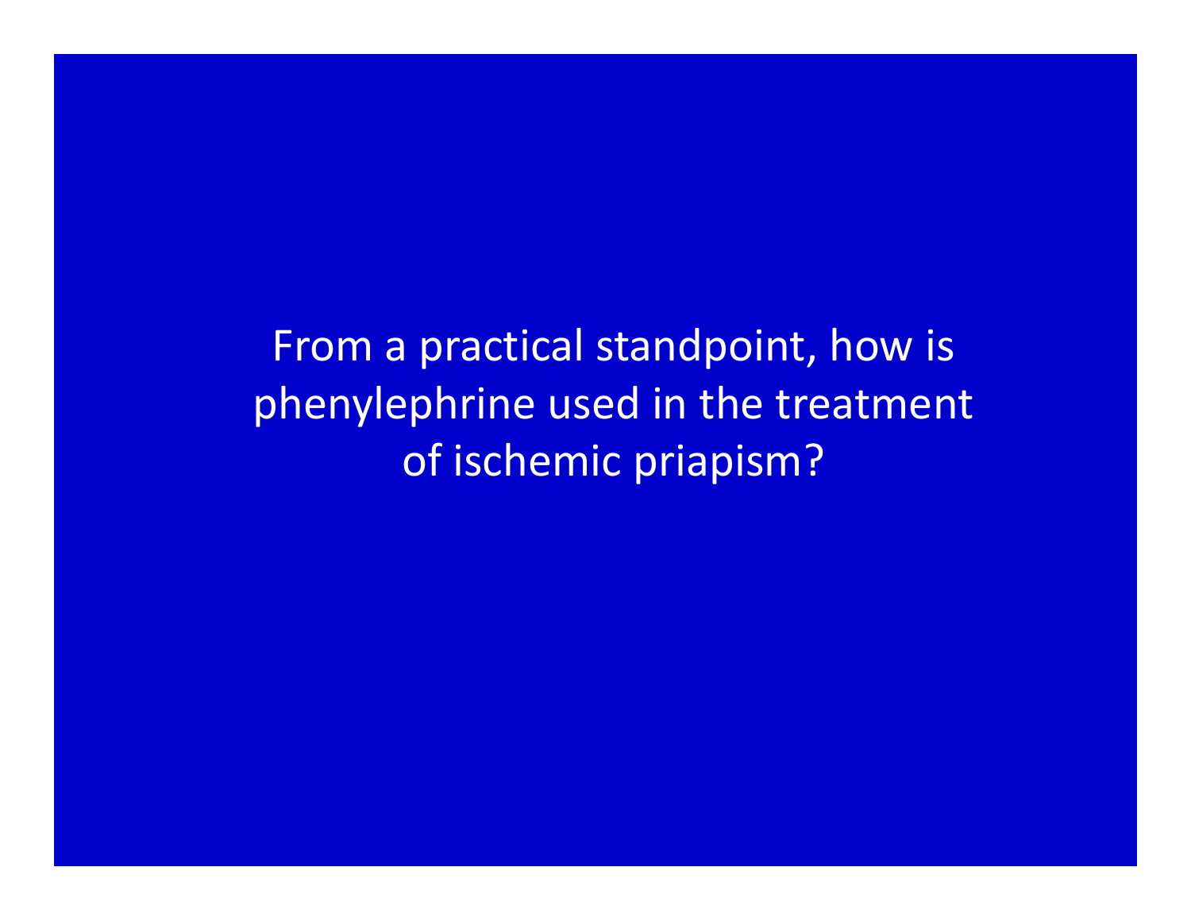From a practical standpoint, how is phenylephrine used in the treatment of ischemic priapism?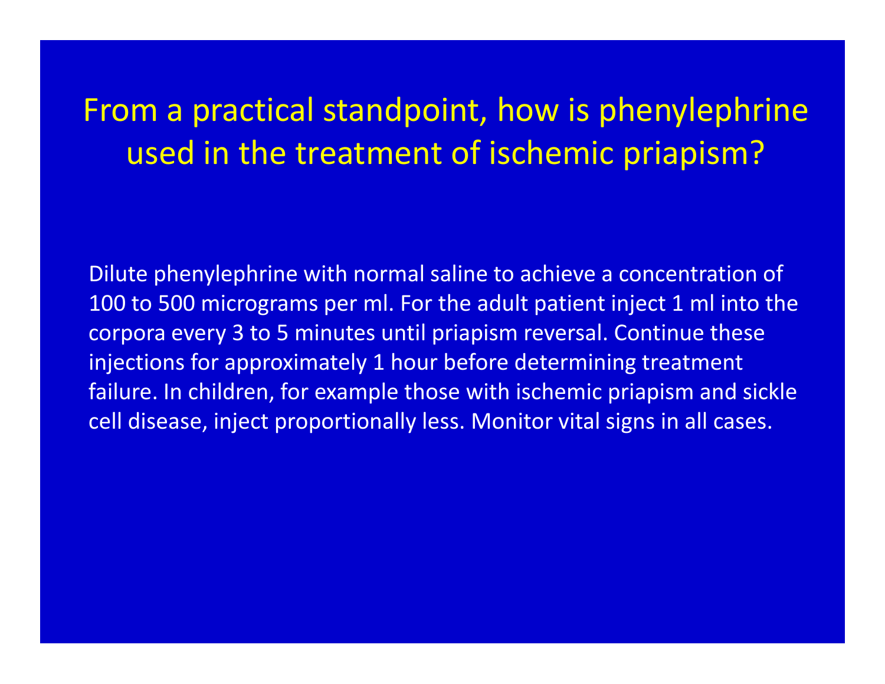# From a practical standpoint, how is phenylephrine used in the treatment of ischemic priapism?

Dilute phenylephrine with normal saline to achieve a concentration of 100 to 500 micrograms per ml. For the adult patient inject 1 ml into the corpora every 3 to 5 minutes until priapism reversal. Continue these injections for approximately 1 hour before determining treatment failure. In children, for example those with ischemic priapism and sickle cell disease, inject proportionally less. Monitor vital signs in all cases.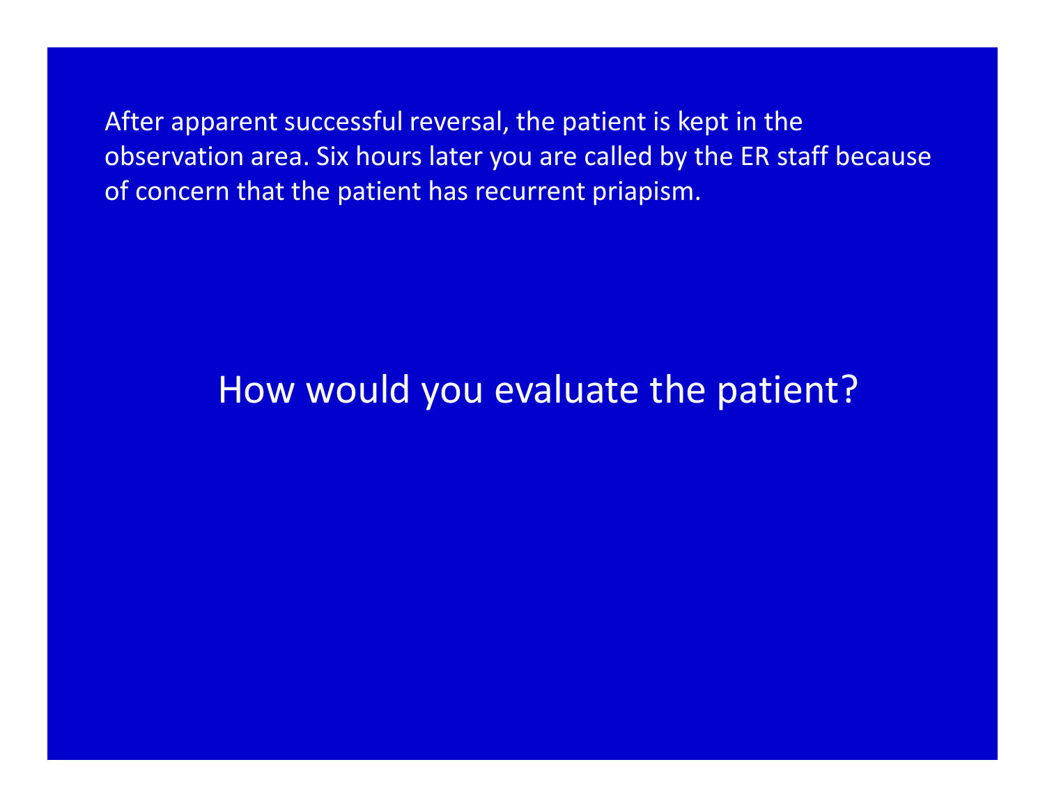After apparent successful reversal, the patient is kept in the observation area. Six hours later you are called by the ER staff because of concern that the patient has recurrent priapism.

## How would you evaluate the patient?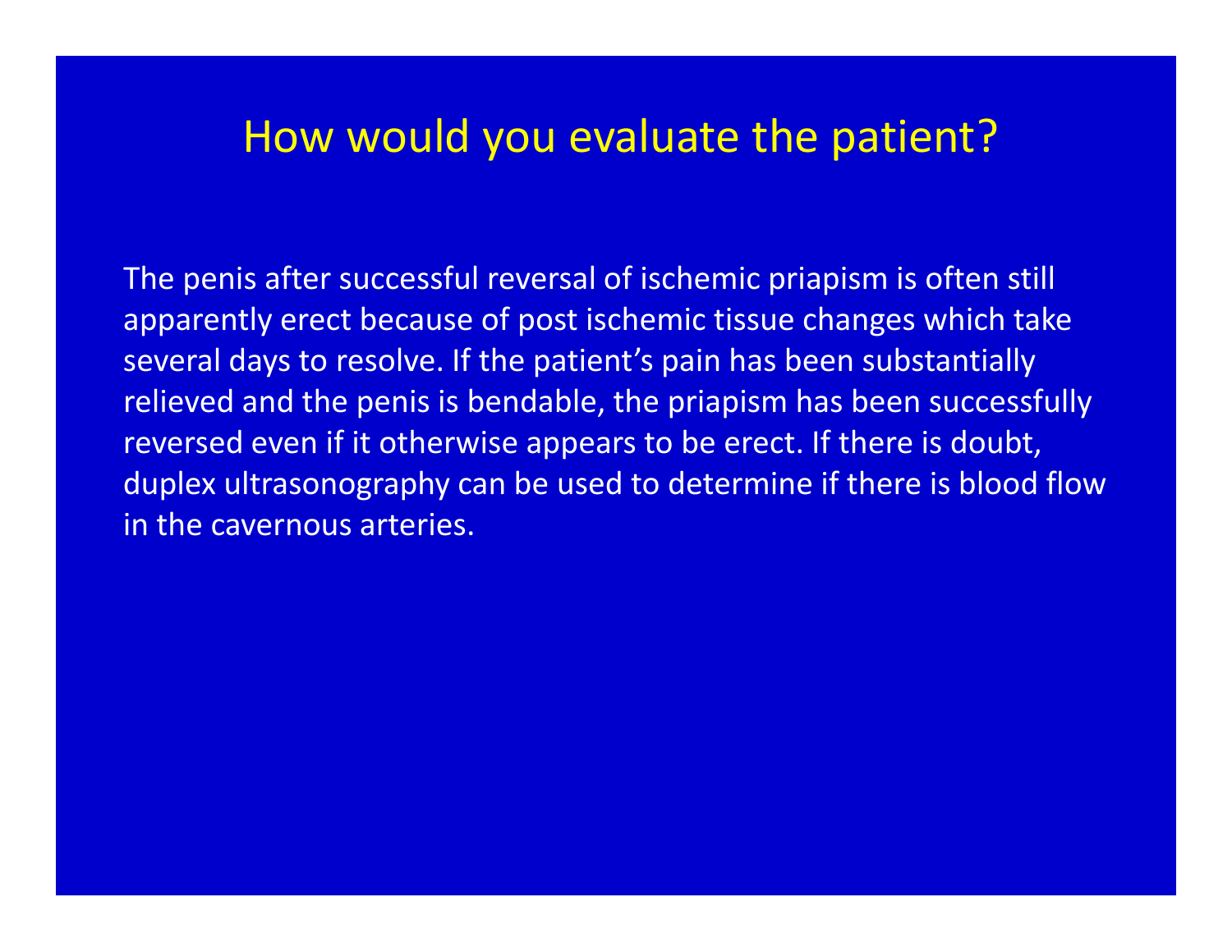# How would you evaluate the patient?

The penis after successful reversal of ischemic priapism is often still apparently erect because of post ischemic tissue changes which take several days to resolve. If the patient's pain has been substantially relieved and the penis is bendable, the priapism has been successfully reversed even if it otherwise appears to be erect. If there is doubt, duplex ultrasonography can be used to determine if there is blood flow in the cavernous arteries.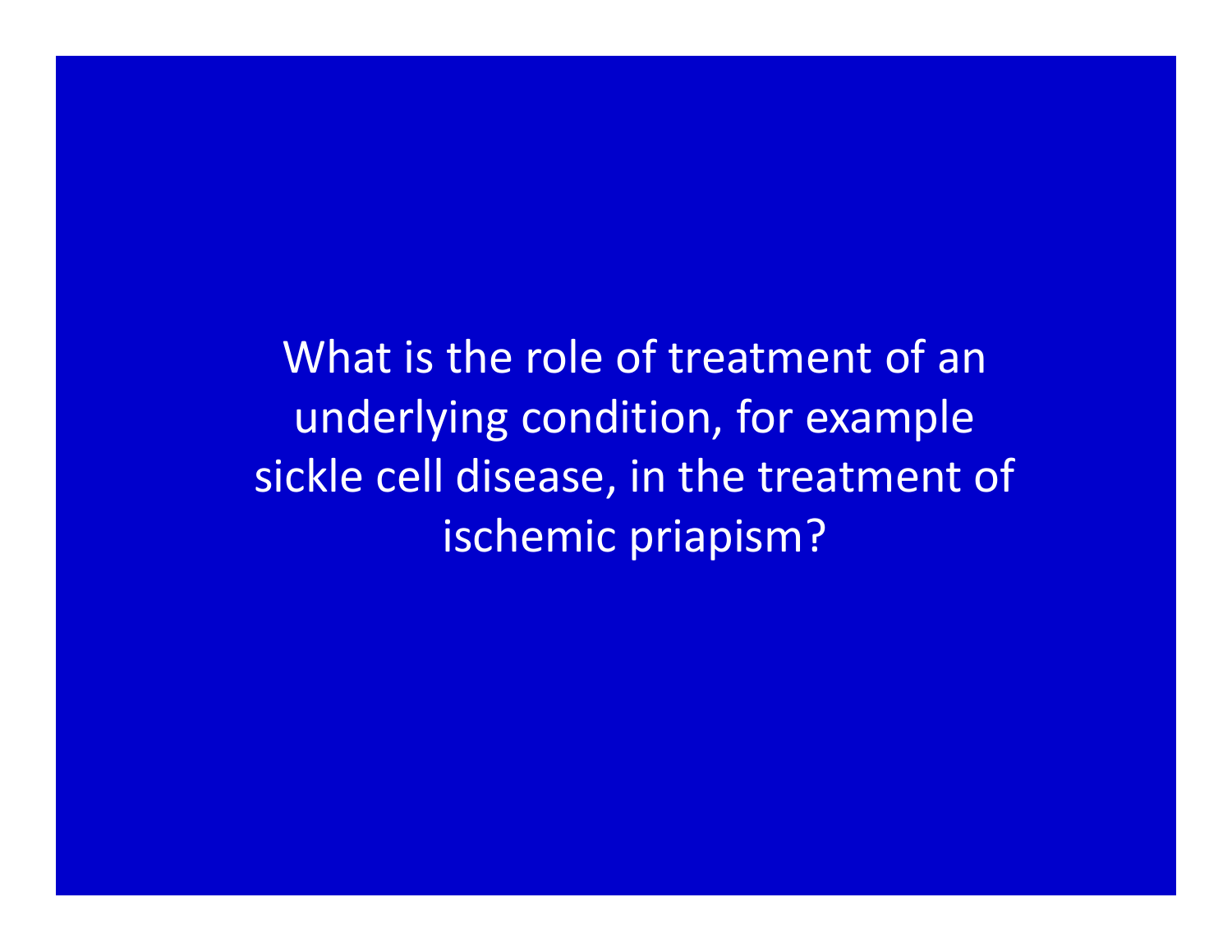What is the role of treatment of an underlying condition, for example sickle cell disease, in the treatment of ischemic priapism?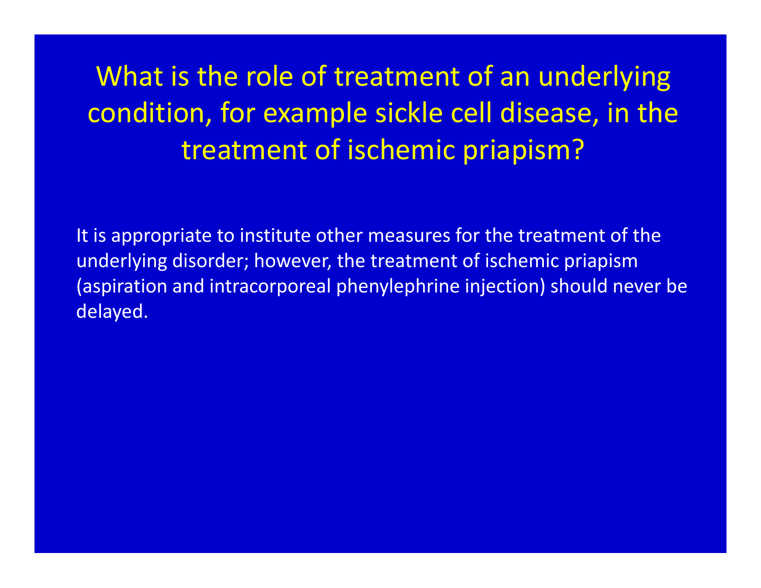# What is the role of treatment of an underlying condition, for example sickle cell disease, in the treatment of ischemic priapism?

It is appropriate to institute other measures for the treatment of the underlying disorder; however, the treatment of ischemic priapism (aspiration and intracorporeal phenylephrine injection) should never be delayed.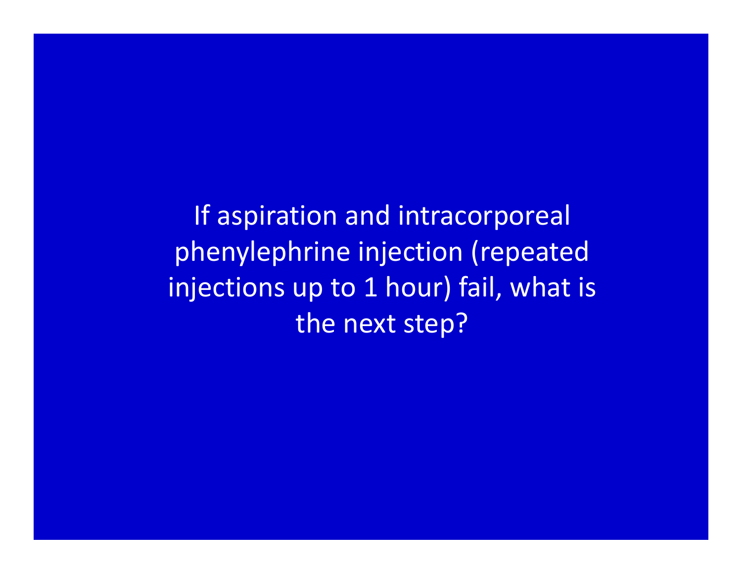If aspiration and intracorporeal phenylephrine injection (repeated injections up to 1 hour) fail, what is the next step?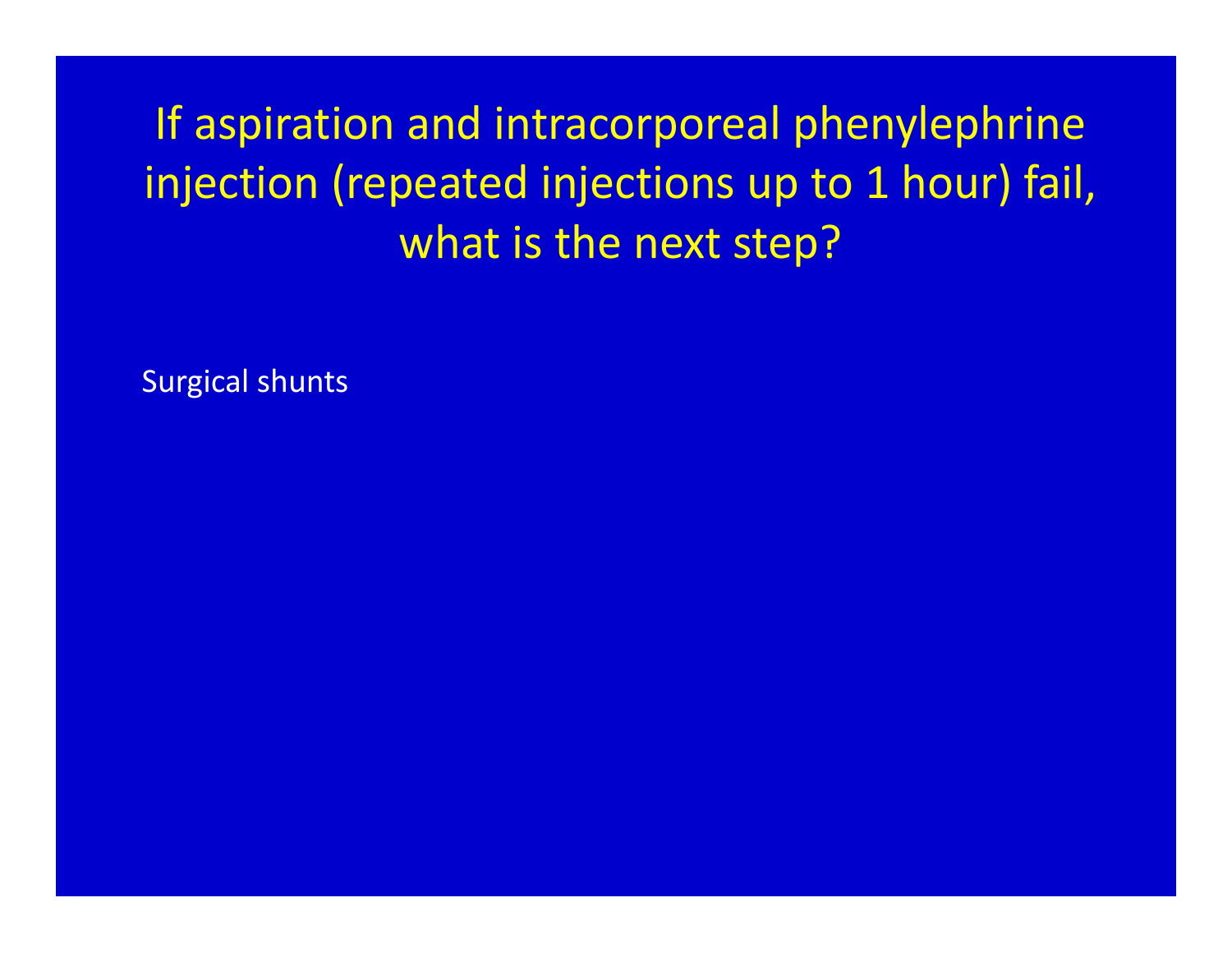# If aspiration and intracorporeal phenylephrine injection (repeated injections up to 1 hour) fail, what is the next step?

Surgical shunts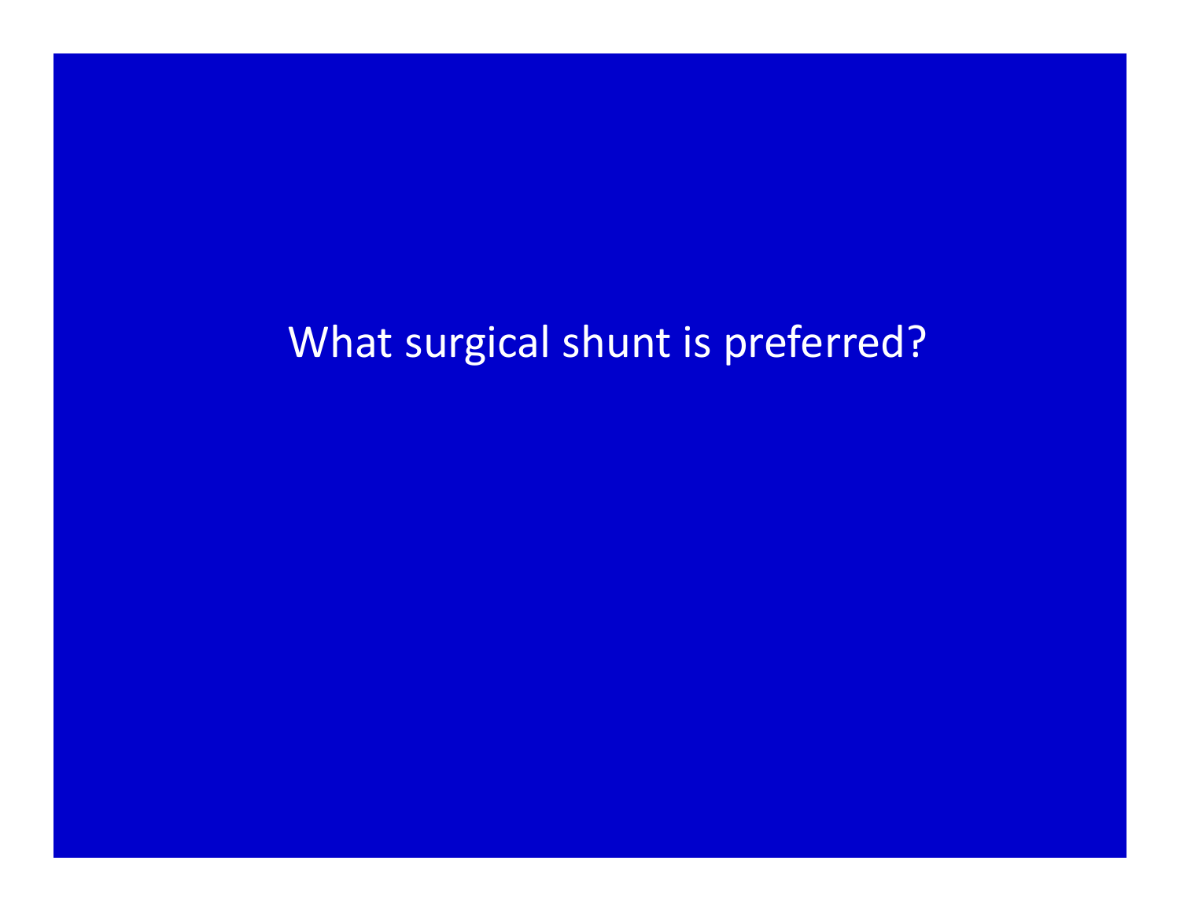What surgical shunt is preferred?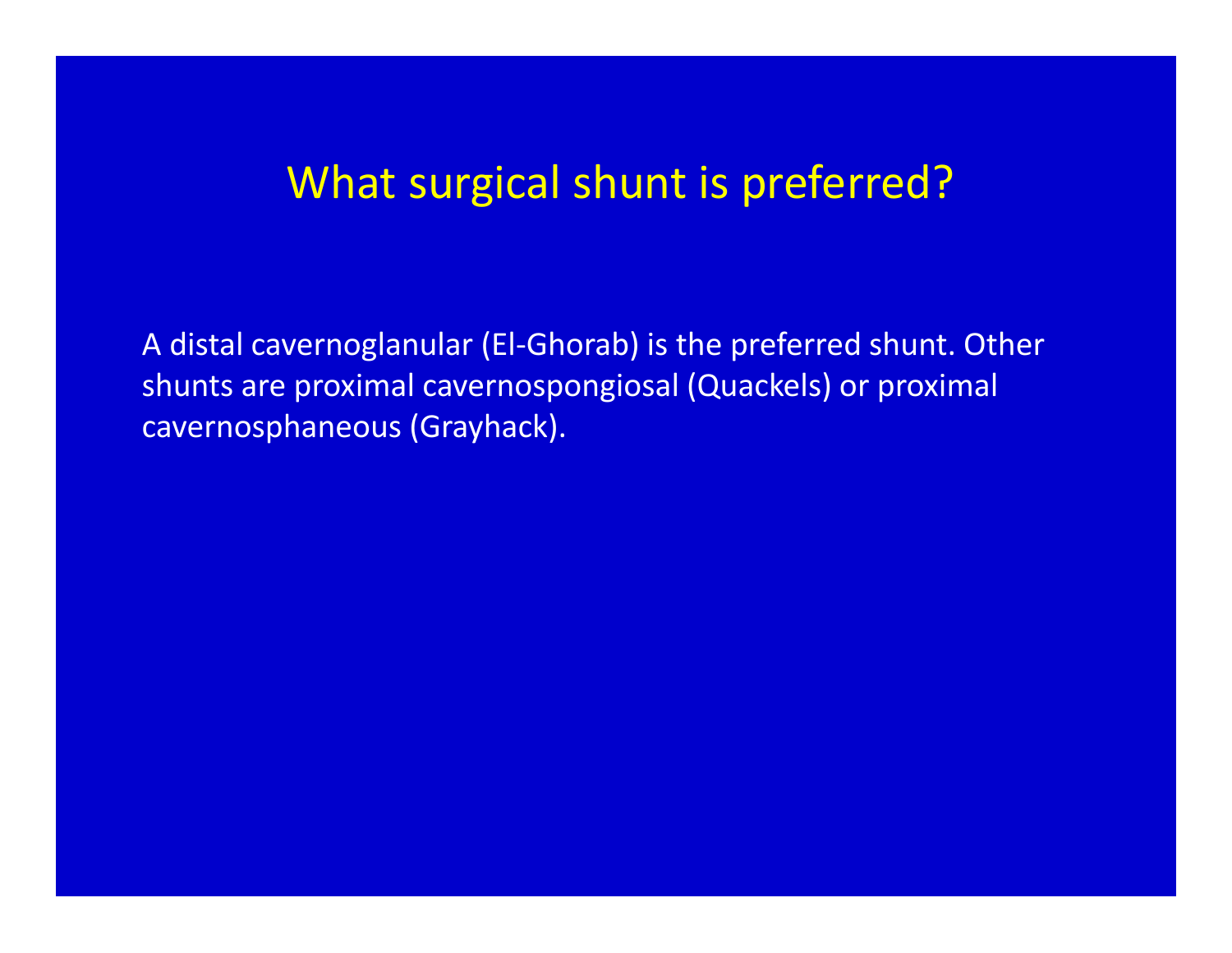# What surgical shunt is preferred?

A distal cavernoglanular (El-Ghorab) is the preferred shunt. Other shunts are proximal cavernospongiosal (Quackels) or proximal cavernosphaneous (Grayhack).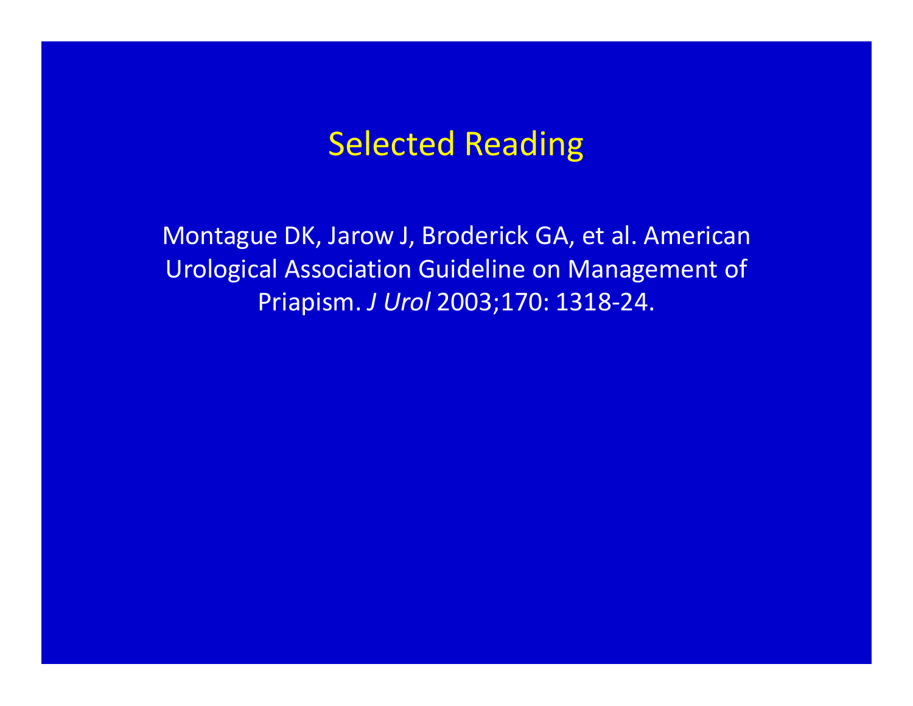# Selected Reading

Montague DK, Jarow J, Broderick GA, et al. American Urological Association Guideline on Management of Priapism. *J Urol* 2003;170: 1318-24.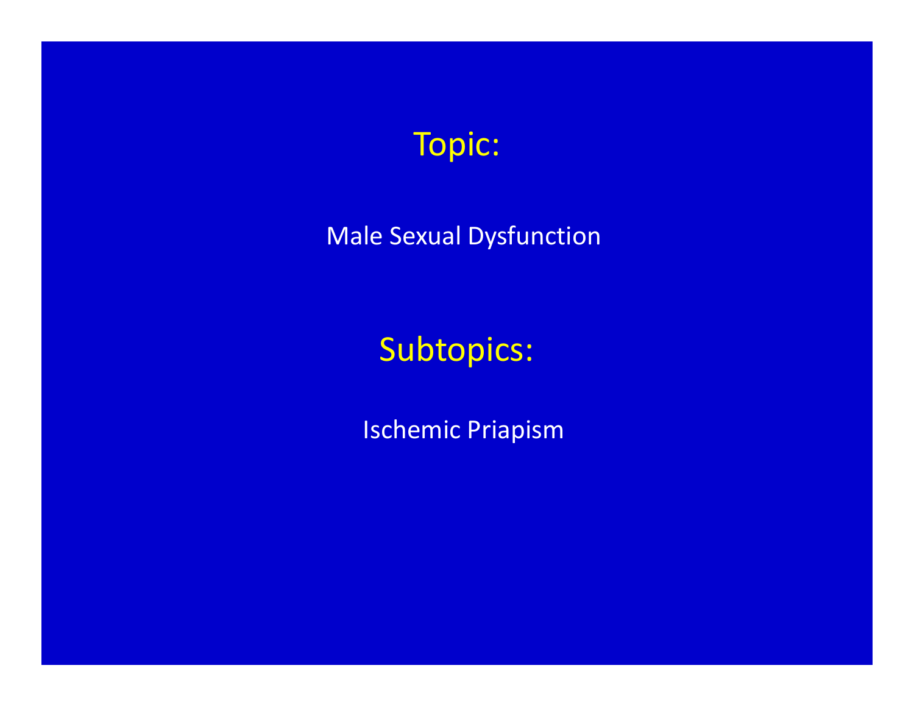## Topic:

Male Sexual Dysfunction

## Subtopics:

Ischemic Priapism